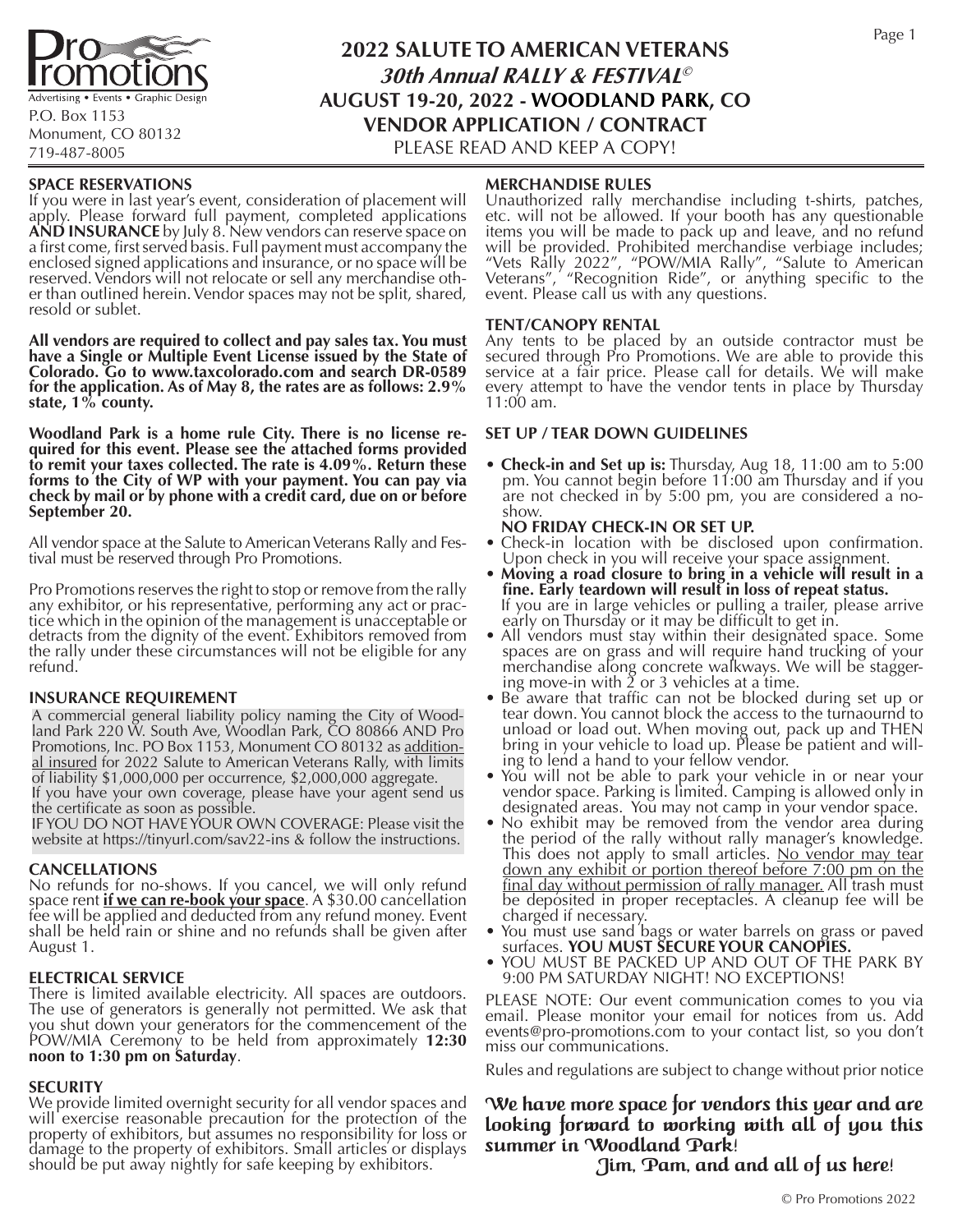Pro Promotions
Advertising • Events • Graphic Design
P.O. Box 1153
Monument, CO 80132
719-487-8005

# 2022 SALUTE TO AMERICAN VETERANS
## *30th Annual RALLY & FESTIVAL©*
## AUGUST 19-20, 2022 - WOODLAND PARK, CO
## VENDOR APPLICATION / CONTRACT
PLEASE READ AND KEEP A COPY!

### SPACE RESERVATIONS

If you were in last year's event, consideration of placement will apply. Please forward full payment, completed applications **AND INSURANCE** by July 8. New vendors can reserve space on a first come, first served basis. Full payment must accompany the enclosed signed applications and insurance, or no space will be reserved. Vendors will not relocate or sell any merchandise other than outlined herein. Vendor spaces may not be split, shared, resold or sublet.

**All vendors are required to collect and pay sales tax. You must have a Single or Multiple Event License issued by the State of Colorado. Go to www.taxcolorado.com and search DR-0589 for the application. As of May 8, the rates are as follows: 2.9% state, 1% county.**

**Woodland Park is a home rule City. There is no license required for this event. Please see the attached forms provided to remit your taxes collected. The rate is 4.09%. Return these forms to the City of WP with your payment. You can pay via check by mail or by phone with a credit card, due on or before September 20.**

All vendor space at the Salute to American Veterans Rally and Festival must be reserved through Pro Promotions.

Pro Promotions reserves the right to stop or remove from the rally any exhibitor, or his representative, performing any act or practice which in the opinion of the management is unacceptable or detracts from the dignity of the event. Exhibitors removed from the rally under these circumstances will not be eligible for any refund.

### INSURANCE REQUIREMENT

A commercial general liability policy naming the City of Woodland Park 220 W. South Ave, Woodlan Park, CO 80866 AND Pro Promotions, Inc. PO Box 1153, Monument CO 80132 as additional insured for 2022 Salute to American Veterans Rally, with limits of liability $1,000,000 per occurrence, $2,000,000 aggregate.
If you have your own coverage, please have your agent send us the certificate as soon as possible.
IF YOU DO NOT HAVE YOUR OWN COVERAGE: Please visit the website at https://tinyurl.com/sav22-ins & follow the instructions.

### CANCELLATIONS

No refunds for no-shows. If you cancel, we will only refund space rent **if we can re-book your space**. A $30.00 cancellation fee will be applied and deducted from any refund money. Event shall be held rain or shine and no refunds shall be given after August 1.

### ELECTRICAL SERVICE

There is limited available electricity. All spaces are outdoors. The use of generators is generally not permitted. We ask that you shut down your generators for the commencement of the POW/MIA Ceremony to be held from approximately **12:30 noon to 1:30 pm on Saturday**.

### SECURITY

We provide limited overnight security for all vendor spaces and will exercise reasonable precaution for the protection of the property of exhibitors, but assumes no responsibility for loss or damage to the property of exhibitors. Small articles or displays should be put away nightly for safe keeping by exhibitors.

### MERCHANDISE RULES

Unauthorized rally merchandise including t-shirts, patches, etc. will not be allowed. If your booth has any questionable items you will be made to pack up and leave, and no refund will be provided. Prohibited merchandise verbiage includes; "Vets Rally 2022", "POW/MIA Rally", "Salute to American Veterans", "Recognition Ride", or anything specific to the event. Please call us with any questions.

### TENT/CANOPY RENTAL

Any tents to be placed by an outside contractor must be secured through Pro Promotions. We are able to provide this service at a fair price. Please call for details. We will make every attempt to have the vendor tents in place by Thursday 11:00 am.

### SET UP / TEAR DOWN GUIDELINES

- **Check-in and Set up is:** Thursday, Aug 18, 11:00 am to 5:00 pm. You cannot begin before 11:00 am Thursday and if you are not checked in by 5:00 pm, you are considered a no-show.
  **NO FRIDAY CHECK-IN OR SET UP.**
- Check-in location with be disclosed upon confirmation. Upon check in you will receive your space assignment.
- **Moving a road closure to bring in a vehicle will result in a fine. Early teardown will result in loss of repeat status.** If you are in large vehicles or pulling a trailer, please arrive early on Thursday or it may be difficult to get in.
- All vendors must stay within their designated space. Some spaces are on grass and will require hand trucking of your merchandise along concrete walkways. We will be staggering move-in with 2 or 3 vehicles at a time.
- Be aware that traffic can not be blocked during set up or tear down. You cannot block the access to the turnaournd to unload or load out. When moving out, pack up and THEN bring in your vehicle to load up. Please be patient and willing to lend a hand to your fellow vendor.
- You will not be able to park your vehicle in or near your vendor space. Parking is limited. Camping is allowed only in designated areas. You may not camp in your vendor space.
- No exhibit may be removed from the vendor area during the period of the rally without rally manager's knowledge. This does not apply to small articles. No vendor may tear down any exhibit or portion thereof before 7:00 pm on the final day without permission of rally manager. All trash must be deposited in proper receptacles. A cleanup fee will be charged if necessary.
- You must use sand bags or water barrels on grass or paved surfaces. **YOU MUST SECURE YOUR CANOPIES.**
- YOU MUST BE PACKED UP AND OUT OF THE PARK BY 9:00 PM SATURDAY NIGHT! NO EXCEPTIONS!

PLEASE NOTE: Our event communication comes to you via email. Please monitor your email for notices from us. Add events@pro-promotions.com to your contact list, so you don't miss our communications.

Rules and regulations are subject to change without prior notice

***We have more space for vendors this year and are looking forward to working with all of you this summer in Woodland Park!***

***Jim, Pam, and and all of us here!***

© Pro Promotions 2022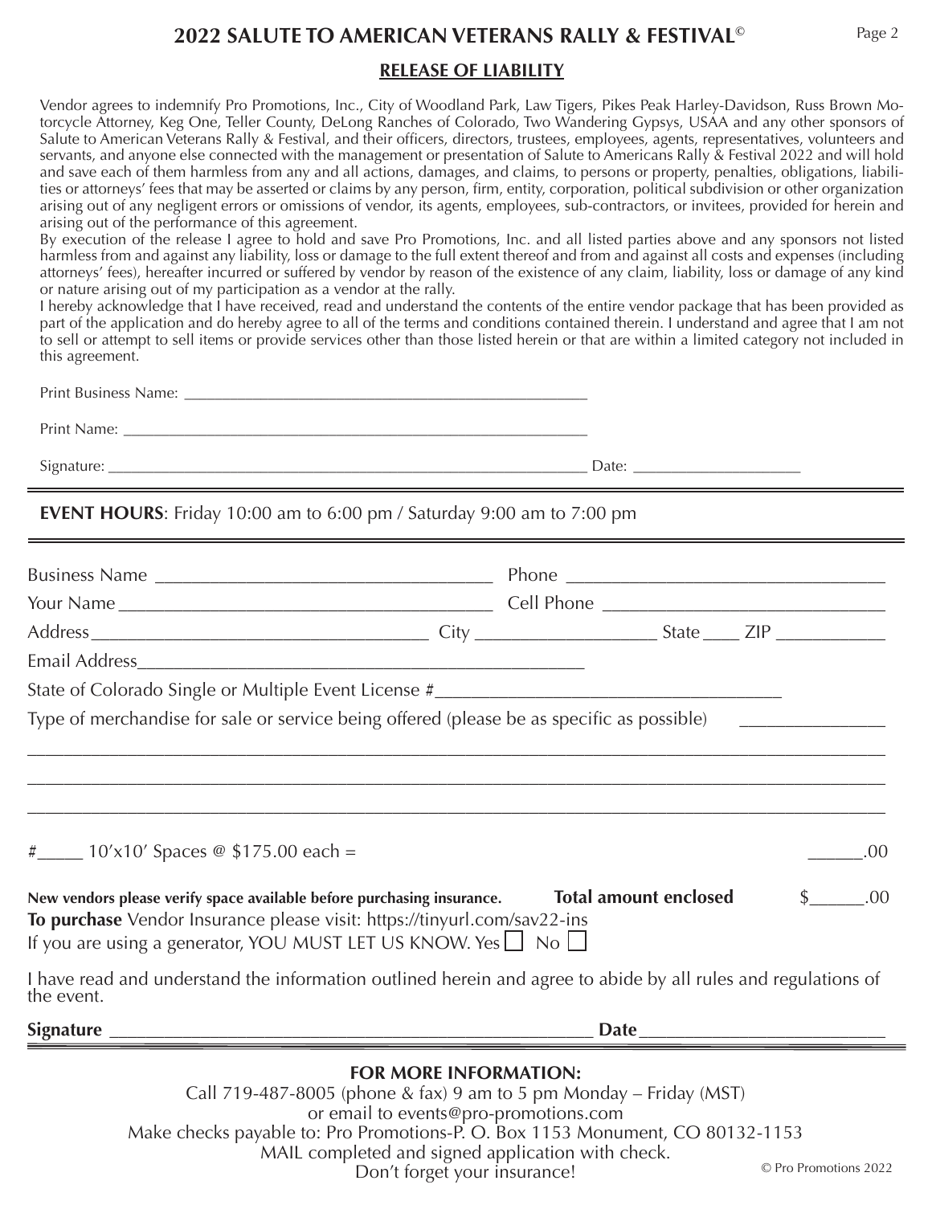# 2022 SALUTE TO AMERICAN VETERANS RALLY & FESTIVAL©

## RELEASE OF LIABILITY

Vendor agrees to indemnify Pro Promotions, Inc., City of Woodland Park, Law Tigers, Pikes Peak Harley-Davidson, Russ Brown Motorcycle Attorney, Keg One, Teller County, DeLong Ranches of Colorado, Two Wandering Gypsys, USAA and any other sponsors of Salute to American Veterans Rally & Festival, and their officers, directors, trustees, employees, agents, representatives, volunteers and servants, and anyone else connected with the management or presentation of Salute to Americans Rally & Festival 2022 and will hold and save each of them harmless from any and all actions, damages, and claims, to persons or property, penalties, obligations, liabilities or attorneys' fees that may be asserted or claims by any person, firm, entity, corporation, political subdivision or other organization arising out of any negligent errors or omissions of vendor, its agents, employees, sub-contractors, or invitees, provided for herein and arising out of the performance of this agreement.

By execution of the release I agree to hold and save Pro Promotions, Inc. and all listed parties above and any sponsors not listed harmless from and against any liability, loss or damage to the full extent thereof and from and against all costs and expenses (including attorneys' fees), hereafter incurred or suffered by vendor by reason of the existence of any claim, liability, loss or damage of any kind or nature arising out of my participation as a vendor at the rally.

I hereby acknowledge that I have received, read and understand the contents of the entire vendor package that has been provided as part of the application and do hereby agree to all of the terms and conditions contained therein. I understand and agree that I am not to sell or attempt to sell items or provide services other than those listed herein or that are within a limited category not included in this agreement.

Print Business Name: ____________________________________________

Print Name: ____________________________________________

Signature: ____________________________________________ Date: ____________________

---

**EVENT HOURS**: Friday 10:00 am to 6:00 pm / Saturday 9:00 am to 7:00 pm

---

Business Name ________________________________ Phone ________________________________

Your Name ________________________________ Cell Phone ____________________________

Address ________________________________ City __________________ State ____ ZIP ___________

Email Address ____________________________________________

State of Colorado Single or Multiple Event License #__________________________________

Type of merchandise for sale or service being offered (please be as specific as possible) ______________

________________________________________________________________________________

________________________________________________________________________________

________________________________________________________________________________

#_____ 10'x10' Spaces @ $175.00 each = ______.00

**New vendors please verify space available before purchasing insurance.** **Total amount enclosed** $______.00

**To purchase** Vendor Insurance please visit: https://tinyurl.com/sav22-ins

If you are using a generator, YOU MUST LET US KNOW. Yes ☐ No ☐

I have read and understand the information outlined herein and agree to abide by all rules and regulations of the event.

**Signature** ____________________________________________ **Date** ________________________

---

**FOR MORE INFORMATION:**

Call 719-487-8005 (phone & fax) 9 am to 5 pm Monday – Friday (MST)
or email to events@pro-promotions.com
Make checks payable to: Pro Promotions-P. O. Box 1153 Monument, CO 80132-1153
MAIL completed and signed application with check.
Don't forget your insurance!

© Pro Promotions 2022